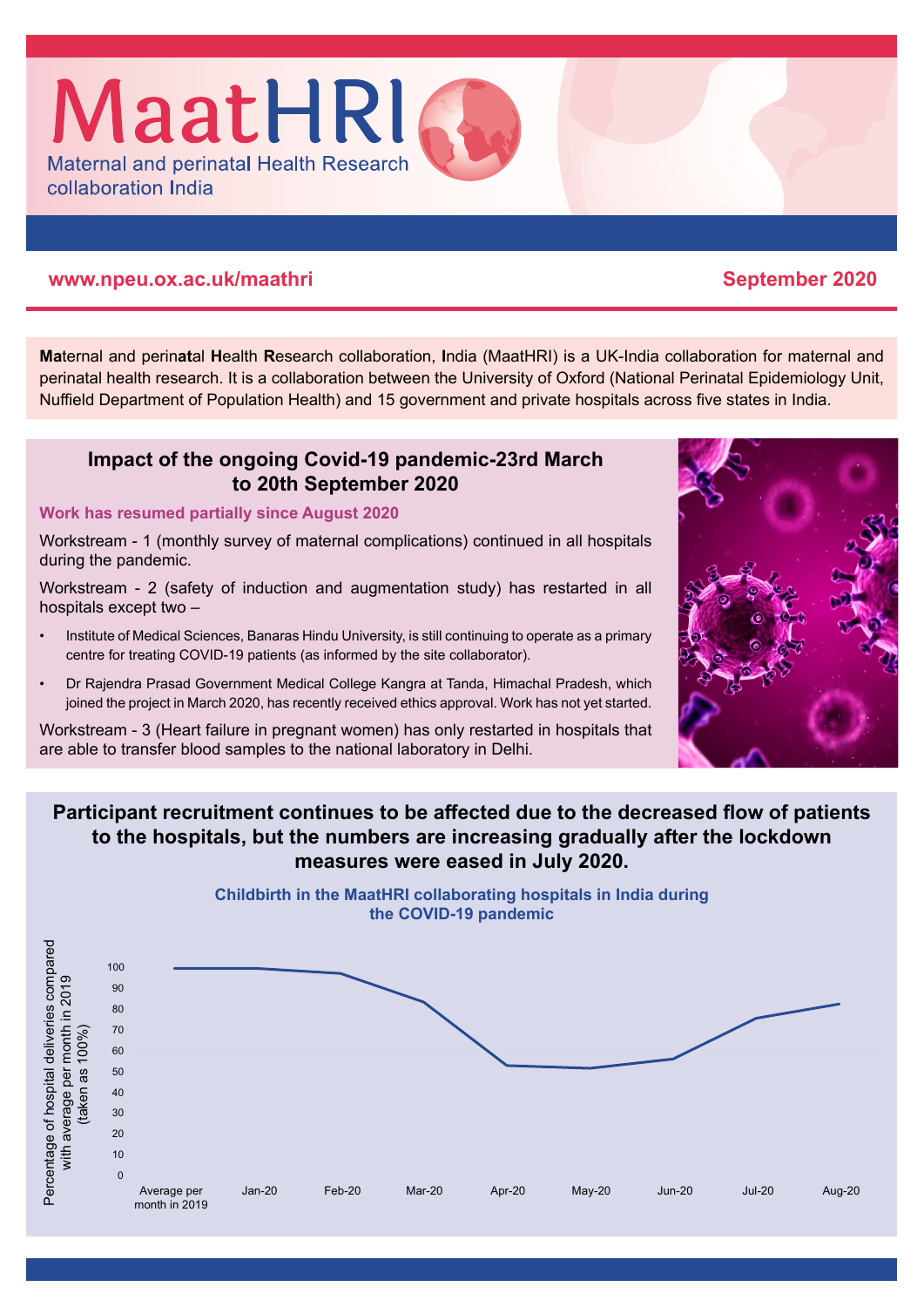# MaatHRI

Maternal and perinatal Health Research collaboration India

www.npeu.ox.ac.uk/maathri

September 2020

**Ma**ternal and perin**at**al **H**ealth **R**esearch collaboration, **I**ndia (MaatHRI) is a UK-India collaboration for maternal and perinatal health research. It is a collaboration between the University of Oxford (National Perinatal Epidemiology Unit, Nuffield Department of Population Health) and 15 government and private hospitals across five states in India.

## Impact of the ongoing Covid-19 pandemic-23rd March to 20th September 2020

**Work has resumed partially since August 2020**

Workstream - 1 (monthly survey of maternal complications) continued in all hospitals during the pandemic.

Workstream - 2 (safety of induction and augmentation study) has restarted in all hospitals except two –

- Institute of Medical Sciences, Banaras Hindu University, is still continuing to operate as a primary centre for treating COVID-19 patients (as informed by the site collaborator).
- Dr Rajendra Prasad Government Medical College Kangra at Tanda, Himachal Pradesh, which joined the project in March 2020, has recently received ethics approval. Work has not yet started.

Workstream - 3 (Heart failure in pregnant women) has only restarted in hospitals that are able to transfer blood samples to the national laboratory in Delhi.

## Participant recruitment continues to be affected due to the decreased flow of patients to the hospitals, but the numbers are increasing gradually after the lockdown measures were eased in July 2020.

**Childbirth in the MaatHRI collaborating hospitals in India during the COVID-19 pandemic**

Y-axis: Percentage of hospital deliveries compared with average per month in 2019 (taken as 100%)

X-axis: Average per month in 2019, Jan-20, Feb-20, Mar-20, Apr-20, May-20, Jun-20, Jul-20, Aug-20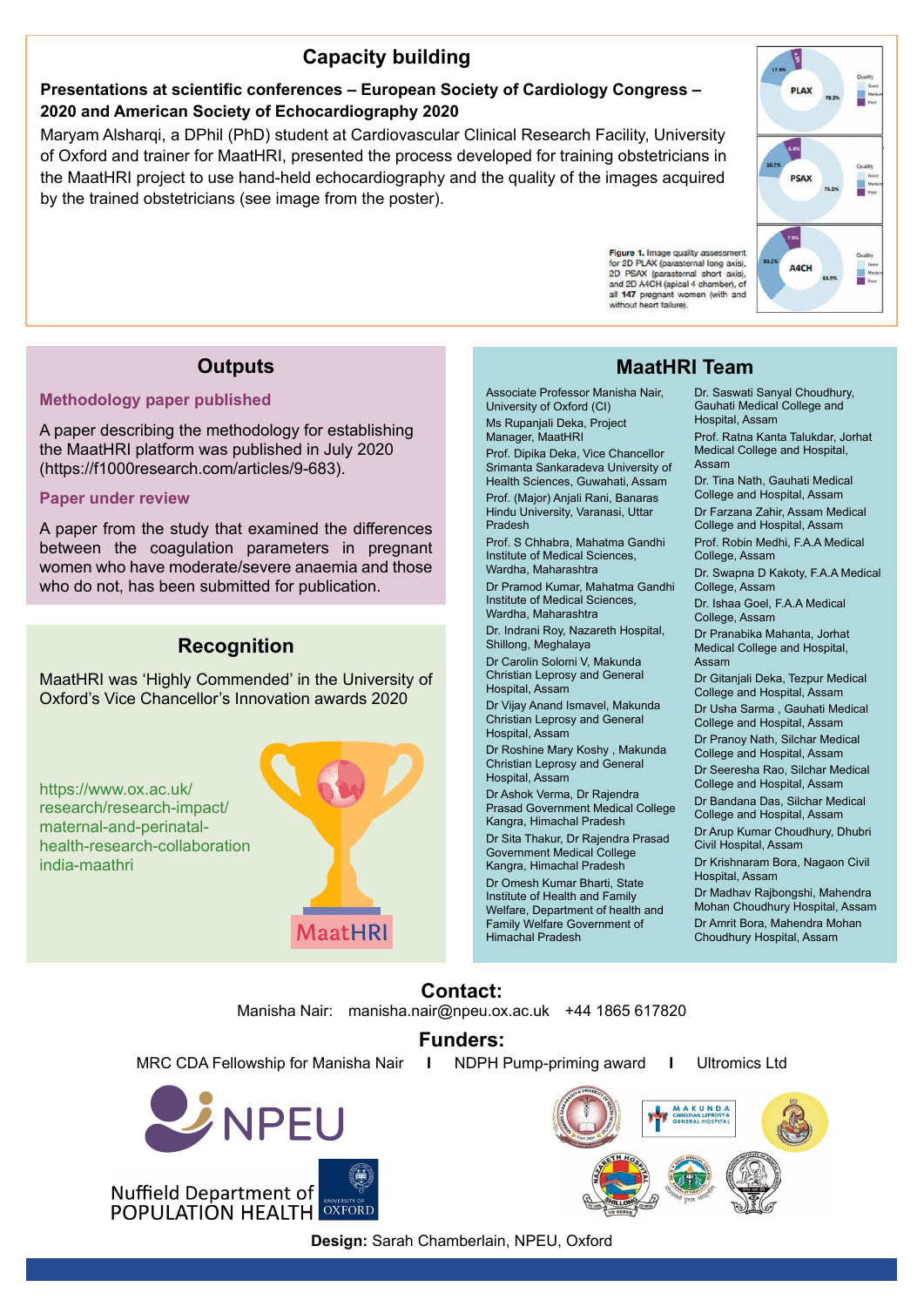## Capacity building

**Presentations at scientific conferences – European Society of Cardiology Congress – 2020 and American Society of Echocardiography 2020**

Maryam Alsharqi, a DPhil (PhD) student at Cardiovascular Clinical Research Facility, University of Oxford and trainer for MaatHRI, presented the process developed for training obstetricians in the MaatHRI project to use hand-held echocardiography and the quality of the images acquired by the trained obstetricians (see image from the poster).

PLAX
17.6%
78.3%
PSAX
16.7%
6.8%
76.5%
A4CH
30.2%
7.9%
61.9%
Quality
Good
Medium
Poor

**Figure 1.** Image quality assessment for 2D PLAX (parasternal long axis), 2D PSAX (parasternal short axis), and 2D A4CH (apical 4 chamber), of all **147** pregnant women (with and without heart failure).

## Outputs

### Methodology paper published

A paper describing the methodology for establishing the MaatHRI platform was published in July 2020 (https://f1000research.com/articles/9-683).

### Paper under review

A paper from the study that examined the differences between the coagulation parameters in pregnant women who have moderate/severe anaemia and those who do not, has been submitted for publication.

## Recognition

MaatHRI was 'Highly Commended' in the University of Oxford's Vice Chancellor's Innovation awards 2020

https://www.ox.ac.uk/research/research-impact/maternal-and-perinatal-health-research-collaboration india-maathri

MaatHRI

## MaatHRI Team

- Associate Professor Manisha Nair, University of Oxford (CI)
- Ms Rupanjali Deka, Project Manager, MaatHRI
- Prof. Dipika Deka, Vice Chancellor Srimanta Sankaradeva University of Health Sciences, Guwahati, Assam
- Prof. (Major) Anjali Rani, Banaras Hindu University, Varanasi, Uttar Pradesh
- Prof. S Chhabra, Mahatma Gandhi Institute of Medical Sciences, Wardha, Maharashtra
- Dr Pramod Kumar, Mahatma Gandhi Institute of Medical Sciences, Wardha, Maharashtra
- Dr. Indrani Roy, Nazareth Hospital, Shillong, Meghalaya
- Dr Carolin Solomi V, Makunda Christian Leprosy and General Hospital, Assam
- Dr Vijay Anand Ismavel, Makunda Christian Leprosy and General Hospital, Assam
- Dr Roshine Mary Koshy , Makunda Christian Leprosy and General Hospital, Assam
- Dr Ashok Verma, Dr Rajendra Prasad Government Medical College Kangra, Himachal Pradesh
- Dr Sita Thakur, Dr Rajendra Prasad Government Medical College Kangra, Himachal Pradesh
- Dr Omesh Kumar Bharti, State Institute of Health and Family Welfare, Department of health and Family Welfare Government of Himachal Pradesh
- Dr. Saswati Sanyal Choudhury, Gauhati Medical College and Hospital, Assam
- Prof. Ratna Kanta Talukdar, Jorhat Medical College and Hospital, Assam
- Dr. Tina Nath, Gauhati Medical College and Hospital, Assam
- Dr Farzana Zahir, Assam Medical College and Hospital, Assam
- Prof. Robin Medhi, F.A.A Medical College, Assam
- Dr. Swapna D Kakoty, F.A.A Medical College, Assam
- Dr. Ishaa Goel, F.A.A Medical College, Assam
- Dr Pranabika Mahanta, Jorhat Medical College and Hospital, Assam
- Dr Gitanjali Deka, Tezpur Medical College and Hospital, Assam
- Dr Usha Sarma , Gauhati Medical College and Hospital, Assam
- Dr Pranoy Nath, Silchar Medical College and Hospital, Assam
- Dr Seeresha Rao, Silchar Medical College and Hospital, Assam
- Dr Bandana Das, Silchar Medical College and Hospital, Assam
- Dr Arup Kumar Choudhury, Dhubri Civil Hospital, Assam
- Dr Krishnaram Bora, Nagaon Civil Hospital, Assam
- Dr Madhav Rajbongshi, Mahendra Mohan Choudhury Hospital, Assam
- Dr Amrit Bora, Mahendra Mohan Choudhury Hospital, Assam

## Contact:

Manisha Nair: manisha.nair@npeu.ox.ac.uk +44 1865 617820

## Funders:

MRC CDA Fellowship for Manisha Nair | NDPH Pump-priming award | Ultromics Ltd

NPEU

Nuffield Department of POPULATION HEALTH

UNIVERSITY OF OXFORD

MAKUNDA CHRISTIAN LEPROSY & GENERAL HOSPITAL

**Design:** Sarah Chamberlain, NPEU, Oxford